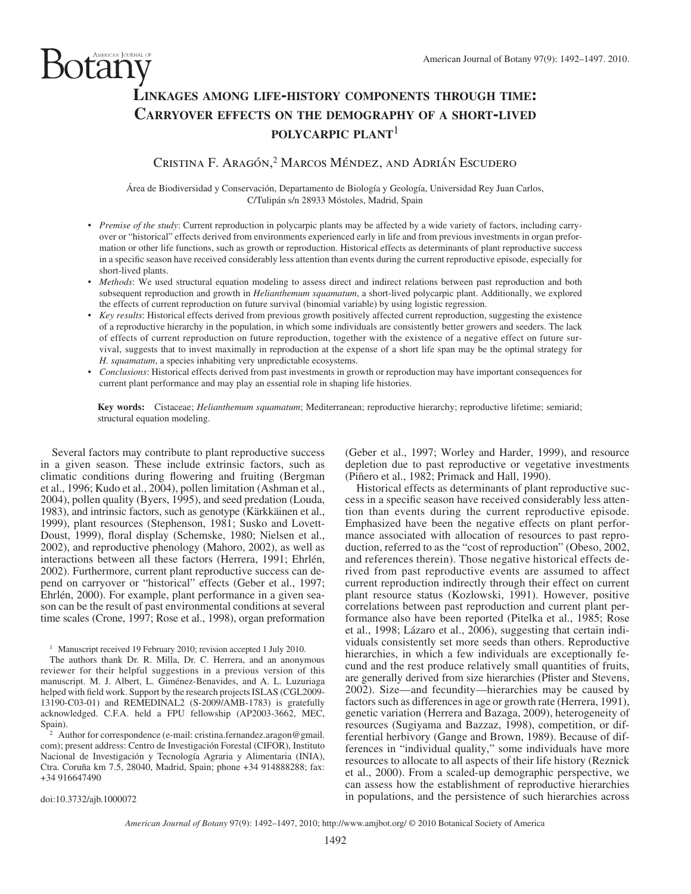# Linkages among life-history components through time: Carryover effects on the demography of a short-lived polycarpic plant[1]

Cristina F. Aragón,[2] Marcos Méndez, and Adrián Escudero

Área de Biodiversidad y Conservación, Departamento de Biología y Geología, Universidad Rey Juan Carlos, C/Tulipán s/n 28933 Móstoles, Madrid, Spain

- *Premise of the study*: Current reproduction in polycarpic plants may be affected by a wide variety of factors, including carryover or "historical" effects derived from environments experienced early in life and from previous investments in organ preformation or other life functions, such as growth or reproduction. Historical effects as determinants of plant reproductive success in a specific season have received considerably less attention than events during the current reproductive episode, especially for short-lived plants.
- *Methods*: We used structural equation modeling to assess direct and indirect relations between past reproduction and both subsequent reproduction and growth in *Helianthemum squamatum*, a short-lived polycarpic plant. Additionally, we explored the effects of current reproduction on future survival (binomial variable) by using logistic regression.
- *Key results*: Historical effects derived from previous growth positively affected current reproduction, suggesting the existence of a reproductive hierarchy in the population, in which some individuals are consistently better growers and seeders. The lack of effects of current reproduction on future reproduction, together with the existence of a negative effect on future survival, suggests that to invest maximally in reproduction at the expense of a short life span may be the optimal strategy for *H. squamatum*, a species inhabiting very unpredictable ecosystems.
- *Conclusions*: Historical effects derived from past investments in growth or reproduction may have important consequences for current plant performance and may play an essential role in shaping life histories.

**Key words:** Cistaceae; *Helianthemum squamatum*; Mediterranean; reproductive hierarchy; reproductive lifetime; semiarid; structural equation modeling.

Several factors may contribute to plant reproductive success in a given season. These include extrinsic factors, such as climatic conditions during flowering and fruiting (Bergman et al., 1996; Kudo et al., 2004), pollen limitation (Ashman et al., 2004), pollen quality (Byers, 1995), and seed predation (Louda, 1983), and intrinsic factors, such as genotype (Kärkkäinen et al., 1999), plant resources (Stephenson, 1981; Susko and Lovett-Doust, 1999), floral display (Schemske, 1980; Nielsen et al., 2002), and reproductive phenology (Mahoro, 2002), as well as interactions between all these factors (Herrera, 1991; Ehrlén, 2002). Furthermore, current plant reproductive success can depend on carryover or "historical" effects (Geber et al., 1997; Ehrlén, 2000). For example, plant performance in a given season can be the result of past environmental conditions at several time scales (Crone, 1997; Rose et al., 1998), organ preformation (Geber et al., 1997; Worley and Harder, 1999), and resource depletion due to past reproductive or vegetative investments (Piñero et al., 1982; Primack and Hall, 1990).

Historical effects as determinants of plant reproductive success in a specific season have received considerably less attention than events during the current reproductive episode. Emphasized have been the negative effects on plant performance associated with allocation of resources to past reproduction, referred to as the "cost of reproduction" (Obeso, 2002, and references therein). Those negative historical effects derived from past reproductive events are assumed to affect current reproduction indirectly through their effect on current plant resource status (Kozlowski, 1991). However, positive correlations between past reproduction and current plant performance also have been reported (Pitelka et al., 1985; Rose et al., 1998; Lázaro et al., 2006), suggesting that certain individuals consistently set more seeds than others. Reproductive hierarchies, in which a few individuals are exceptionally fecund and the rest produce relatively small quantities of fruits, are generally derived from size hierarchies (Pfister and Stevens, 2002). Size—and fecundity—hierarchies may be caused by factors such as differences in age or growth rate (Herrera, 1991), genetic variation (Herrera and Bazaga, 2009), heterogeneity of resources (Sugiyama and Bazzaz, 1998), competition, or differential herbivory (Gange and Brown, 1989). Because of differences in "individual quality," some individuals have more resources to allocate to all aspects of their life history (Reznick et al., 2000). From a scaled-up demographic perspective, we can assess how the establishment of reproductive hierarchies in populations, and the persistence of such hierarchies across

[1] Manuscript received 19 February 2010; revision accepted 1 July 2010.

The authors thank Dr. R. Milla, Dr. C. Herrera, and an anonymous reviewer for their helpful suggestions in a previous version of this manuscript. M. J. Albert, L. Giménez-Benavides, and A. L. Luzuriaga helped with field work. Support by the research projects ISLAS (CGL2009-13190-C03-01) and REMEDINAL2 (S-2009/AMB-1783) is gratefully acknowledged. C.F.A. held a FPU fellowship (AP2003-3662, MEC, Spain).

[2] Author for correspondence (e-mail: cristina.fernandez.aragon@gmail.com); present address: Centro de Investigación Forestal (CIFOR), Instituto Nacional de Investigación y Tecnología Agraria y Alimentaria (INIA), Ctra. Coruña km 7.5, 28040, Madrid, Spain; phone +34 914888288; fax: +34 916647490

doi:10.3732/ajb.1000072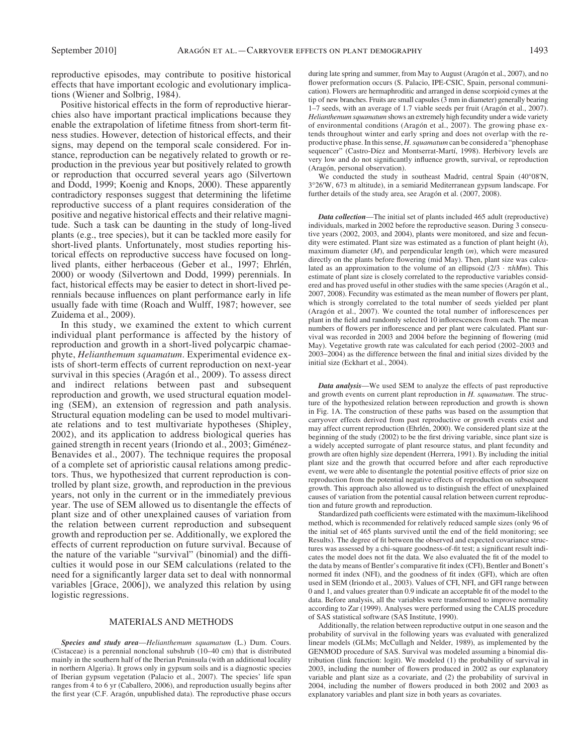reproductive episodes, may contribute to positive historical effects that have important ecologic and evolutionary implications (Wiener and Solbrig, 1984).

Positive historical effects in the form of reproductive hierarchies also have important practical implications because they enable the extrapolation of lifetime fitness from short-term fitness studies. However, detection of historical effects, and their signs, may depend on the temporal scale considered. For instance, reproduction can be negatively related to growth or reproduction in the previous year but positively related to growth or reproduction that occurred several years ago (Silvertown and Dodd, 1999; Koenig and Knops, 2000). These apparently contradictory responses suggest that determining the lifetime reproductive success of a plant requires consideration of the positive and negative historical effects and their relative magnitude. Such a task can be daunting in the study of long-lived plants (e.g., tree species), but it can be tackled more easily for short-lived plants. Unfortunately, most studies reporting historical effects on reproductive success have focused on long-lived plants, either herbaceous (Geber et al., 1997; Ehrlén, 2000) or woody (Silvertown and Dodd, 1999) perennials. In fact, historical effects may be easier to detect in short-lived perennials because influences on plant performance early in life usually fade with time (Roach and Wulff, 1987; however, see Zuidema et al., 2009).

In this study, we examined the extent to which current individual plant performance is affected by the history of reproduction and growth in a short-lived polycarpic chamaephyte, *Helianthemum squamatum*. Experimental evidence exists of short-term effects of current reproduction on next-year survival in this species (Aragón et al., 2009). To assess direct and indirect relations between past and subsequent reproduction and growth, we used structural equation modeling (SEM), an extension of regression and path analysis. Structural equation modeling can be used to model multivariate relations and to test multivariate hypotheses (Shipley, 2002), and its application to address biological queries has gained strength in recent years (Iriondo et al., 2003; Giménez-Benavides et al., 2007). The technique requires the proposal of a complete set of aprioristic causal relations among predictors. Thus, we hypothesized that current reproduction is controlled by plant size, growth, and reproduction in the previous years, not only in the current or in the immediately previous year. The use of SEM allowed us to disentangle the effects of plant size and of other unexplained causes of variation from the relation between current reproduction and subsequent growth and reproduction per se. Additionally, we explored the effects of current reproduction on future survival. Because of the nature of the variable "survival" (binomial) and the difficulties it would pose in our SEM calculations (related to the need for a significantly larger data set to deal with nonnormal variables [Grace, 2006]), we analyzed this relation by using logistic regressions.

## MATERIALS AND METHODS

***Species and study area***—*Helianthemum squamatum* (L.) Dum. Cours. (Cistaceae) is a perennial nonclonal subshrub (10–40 cm) that is distributed mainly in the southern half of the Iberian Peninsula (with an additional locality in northern Algeria). It grows only in gypsum soils and is a diagnostic species of Iberian gypsum vegetation (Palacio et al., 2007). The species' life span ranges from 4 to 6 yr (Caballero, 2006), and reproduction usually begins after the first year (C.F. Aragón, unpublished data). The reproductive phase occurs during late spring and summer, from May to August (Aragón et al., 2007), and no flower preformation occurs (S. Palacio, IPE-CSIC, Spain, personal communication). Flowers are hermaphroditic and arranged in dense scorpioid cymes at the tip of new branches. Fruits are small capsules (3 mm in diameter) generally bearing 1–7 seeds, with an average of 1.7 viable seeds per fruit (Aragón et al., 2007). *Helianthemum squamatum* shows an extremely high fecundity under a wide variety of environmental conditions (Aragón et al., 2007). The growing phase extends throughout winter and early spring and does not overlap with the reproductive phase. In this sense, *H. squamatum* can be considered a "phenophase sequencer" (Castro-Díez and Montserrat-Martí, 1998). Herbivory levels are very low and do not significantly influence growth, survival, or reproduction (Aragón, personal observation).

We conducted the study in southeast Madrid, central Spain (40°08′N, 3°26′W, 673 m altitude), in a semiarid Mediterranean gypsum landscape. For further details of the study area, see Aragón et al. (2007, 2008).

***Data collection***—The initial set of plants included 465 adult (reproductive) individuals, marked in 2002 before the reproductive season. During 3 consecutive years (2002, 2003, and 2004), plants were monitored, and size and fecundity were estimated. Plant size was estimated as a function of plant height ($h$), maximum diameter ($M$), and perpendicular length ($m$), which were measured directly on the plants before flowering (mid May). Then, plant size was calculated as an approximation to the volume of an ellipsoid ($2/3 \cdot \pi hMm$). This estimate of plant size is closely correlated to the reproductive variables considered and has proved useful in other studies with the same species (Aragón et al., 2007, 2008). Fecundity was estimated as the mean number of flowers per plant, which is strongly correlated to the total number of seeds yielded per plant (Aragón et al., 2007). We counted the total number of inflorescences per plant in the field and randomly selected 10 inflorescences from each. The mean numbers of flowers per inflorescence and per plant were calculated. Plant survival was recorded in 2003 and 2004 before the beginning of flowering (mid May). Vegetative growth rate was calculated for each period (2002–2003 and 2003–2004) as the difference between the final and initial sizes divided by the initial size (Eckhart et al., 2004).

***Data analysis***—We used SEM to analyze the effects of past reproductive and growth events on current plant reproduction in *H. squamatum*. The structure of the hypothesized relation between reproduction and growth is shown in Fig. 1A. The construction of these paths was based on the assumption that carryover effects derived from past reproductive or growth events exist and may affect current reproduction (Ehrlén, 2000). We considered plant size at the beginning of the study (2002) to be the first driving variable, since plant size is a widely accepted surrogate of plant resource status, and plant fecundity and growth are often highly size dependent (Herrera, 1991). By including the initial plant size and the growth that occurred before and after each reproductive event, we were able to disentangle the potential positive effects of prior size on reproduction from the potential negative effects of reproduction on subsequent growth. This approach also allowed us to distinguish the effect of unexplained causes of variation from the potential causal relation between current reproduction and future growth and reproduction.

Standardized path coefficients were estimated with the maximum-likelihood method, which is recommended for relatively reduced sample sizes (only 96 of the initial set of 465 plants survived until the end of the field monitoring; see Results). The degree of fit between the observed and expected covariance structures was assessed by a chi-square goodness-of-fit test; a significant result indicates the model does not fit the data. We also evaluated the fit of the model to the data by means of Bentler's comparative fit index (CFI), Bentler and Bonett's normed fit index (NFI), and the goodness of fit index (GFI), which are often used in SEM (Iriondo et al., 2003). Values of CFI, NFI, and GFI range between 0 and 1, and values greater than 0.9 indicate an acceptable fit of the model to the data. Before analysis, all the variables were transformed to improve normality according to Zar (1999). Analyses were performed using the CALIS procedure of SAS statistical software (SAS Institute, 1990).

Additionally, the relation between reproductive output in one season and the probability of survival in the following years was evaluated with generalized linear models (GLMs; McCullagh and Nelder, 1989), as implemented by the GENMOD procedure of SAS. Survival was modeled assuming a binomial distribution (link function: logit). We modeled (1) the probability of survival in 2003, including the number of flowers produced in 2002 as our explanatory variable and plant size as a covariate, and (2) the probability of survival in 2004, including the number of flowers produced in both 2002 and 2003 as explanatory variables and plant size in both years as covariates.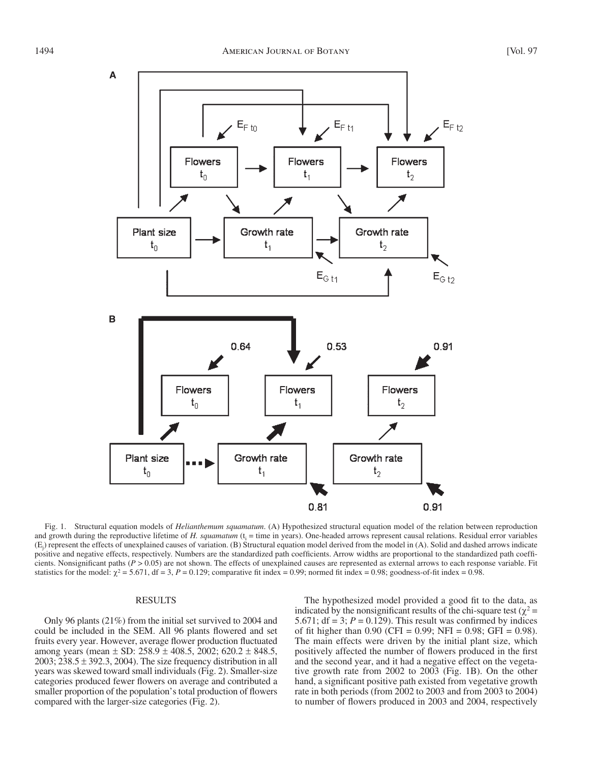Fig. 1. Structural equation models of *Helianthemum squamatum*. (A) Hypothesized structural equation model of the relation between reproduction and growth during the reproductive lifetime of *H. squamatum* ($t_i$ = time in years). One-headed arrows represent causal relations. Residual error variables ($E_j$) represent the effects of unexplained causes of variation. (B) Structural equation model derived from the model in (A). Solid and dashed arrows indicate positive and negative effects, respectively. Numbers are the standardized path coefficients. Arrow widths are proportional to the standardized path coefficients. Nonsignificant paths ($P > 0.05$) are not shown. The effects of unexplained causes are represented as external arrows to each response variable. Fit statistics for the model: $\chi^2 = 5.671$, df = 3, $P = 0.129$; comparative fit index = 0.99; normed fit index = 0.98; goodness-of-fit index = 0.98.

## RESULTS

Only 96 plants (21%) from the initial set survived to 2004 and could be included in the SEM. All 96 plants flowered and set fruits every year. However, average flower production fluctuated among years (mean ± SD: 258.9 ± 408.5, 2002; 620.2 ± 848.5, 2003; 238.5 ± 392.3, 2004). The size frequency distribution in all years was skewed toward small individuals (Fig. 2). Smaller-size categories produced fewer flowers on average and contributed a smaller proportion of the population's total production of flowers compared with the larger-size categories (Fig. 2).

The hypothesized model provided a good fit to the data, as indicated by the nonsignificant results of the chi-square test ($\chi^2 = 5.671$; df = 3; $P = 0.129$). This result was confirmed by indices of fit higher than 0.90 (CFI = 0.99; NFI = 0.98; GFI = 0.98). The main effects were driven by the initial plant size, which positively affected the number of flowers produced in the first and the second year, and it had a negative effect on the vegetative growth rate from 2002 to 2003 (Fig. 1B). On the other hand, a significant positive path existed from vegetative growth rate in both periods (from 2002 to 2003 and from 2003 to 2004) to number of flowers produced in 2003 and 2004, respectively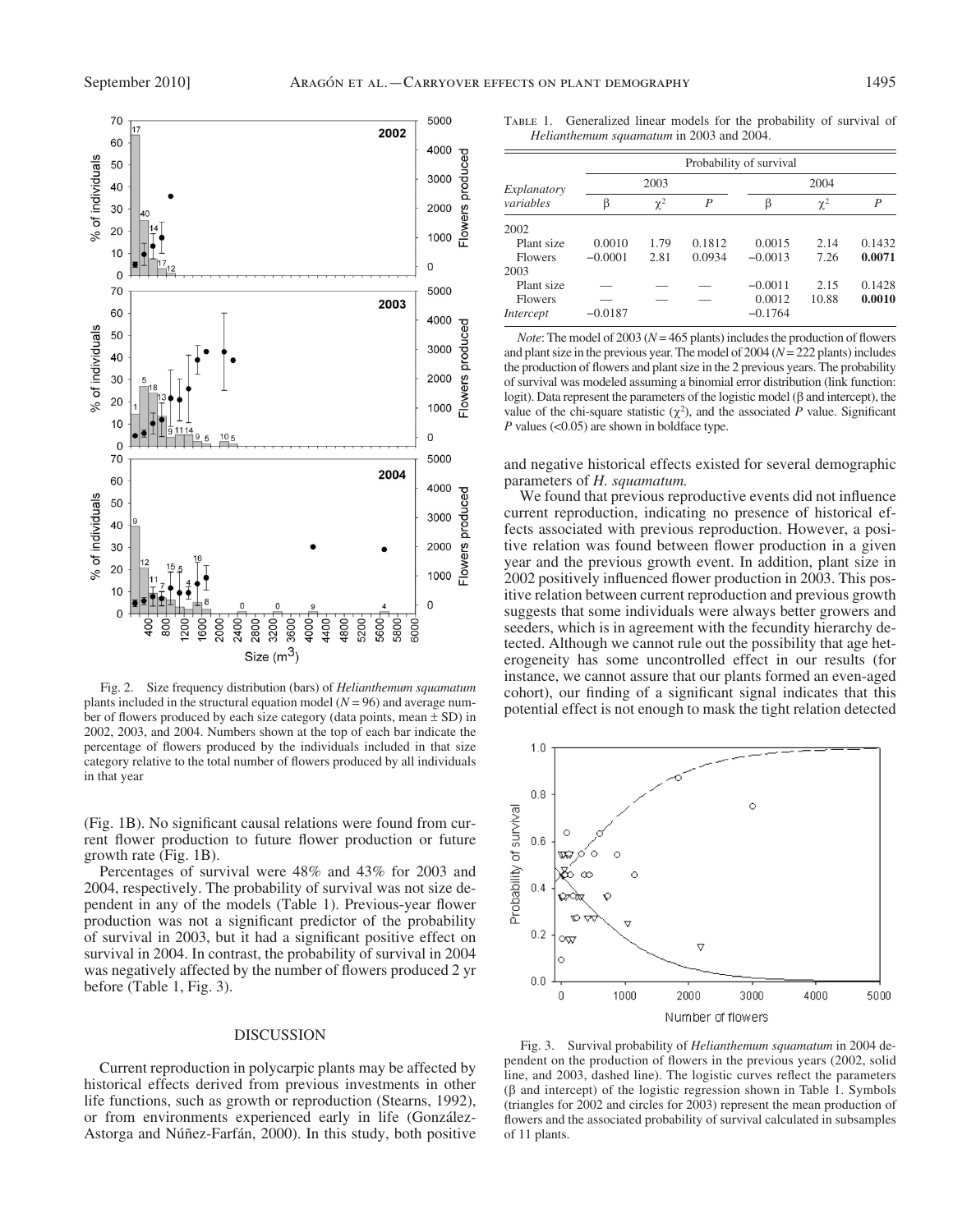Fig. 2. Size frequency distribution (bars) of *Helianthemum squamatum* plants included in the structural equation model ($N = 96$) and average number of flowers produced by each size category (data points, mean ± SD) in 2002, 2003, and 2004. Numbers shown at the top of each bar indicate the percentage of flowers produced by the individuals included in that size category relative to the total number of flowers produced by all individuals in that year

(Fig. 1B). No significant causal relations were found from current flower production to future flower production or future growth rate (Fig. 1B).

Percentages of survival were 48% and 43% for 2003 and 2004, respectively. The probability of survival was not size dependent in any of the models (Table 1). Previous-year flower production was not a significant predictor of the probability of survival in 2003, but it had a significant positive effect on survival in 2004. In contrast, the probability of survival in 2004 was negatively affected by the number of flowers produced 2 yr before (Table 1, Fig. 3).

## DISCUSSION

Current reproduction in polycarpic plants may be affected by historical effects derived from previous investments in other life functions, such as growth or reproduction (Stearns, 1992), or from environments experienced early in life (González-Astorga and Núñez-Farfán, 2000). In this study, both positive and negative historical effects existed for several demographic parameters of *H. squamatum.*

Table 1. Generalized linear models for the probability of survival of *Helianthemum squamatum* in 2003 and 2004.

| *Explanatory variables* | Probability of survival | | | | | |
|---|---|---|---|---|---|---|
| | 2003 | | | 2004 | | |
| | β | $\chi^2$ | *P* | β | $\chi^2$ | *P* |
| 2002 | | | | | | |
| Plant size | 0.0010 | 1.79 | 0.1812 | 0.0015 | 2.14 | 0.1432 |
| Flowers | −0.0001 | 2.81 | 0.0934 | −0.0013 | 7.26 | **0.0071** |
| 2003 | | | | | | |
| Plant size | — | — | — | −0.0011 | 2.15 | 0.1428 |
| Flowers | — | — | — | 0.0012 | 10.88 | **0.0010** |
| *Intercept* | −0.0187 | | | −0.1764 | | |

*Note*: The model of 2003 ($N = 465$ plants) includes the production of flowers and plant size in the previous year. The model of 2004 ($N = 222$ plants) includes the production of flowers and plant size in the 2 previous years. The probability of survival was modeled assuming a binomial error distribution (link function: logit). Data represent the parameters of the logistic model (β and intercept), the value of the chi-square statistic ($\chi^2$), and the associated *P* value. Significant *P* values (<0.05) are shown in boldface type.

We found that previous reproductive events did not influence current reproduction, indicating no presence of historical effects associated with previous reproduction. However, a positive relation was found between flower production in a given year and the previous growth event. In addition, plant size in 2002 positively influenced flower production in 2003. This positive relation between current reproduction and previous growth suggests that some individuals were always better growers and seeders, which is in agreement with the fecundity hierarchy detected. Although we cannot rule out the possibility that age heterogeneity has some uncontrolled effect in our results (for instance, we cannot assure that our plants formed an even-aged cohort), our finding of a significant signal indicates that this potential effect is not enough to mask the tight relation detected

Fig. 3. Survival probability of *Helianthemum squamatum* in 2004 dependent on the production of flowers in the previous years (2002, solid line, and 2003, dashed line). The logistic curves reflect the parameters (β and intercept) of the logistic regression shown in Table 1. Symbols (triangles for 2002 and circles for 2003) represent the mean production of flowers and the associated probability of survival calculated in subsamples of 11 plants.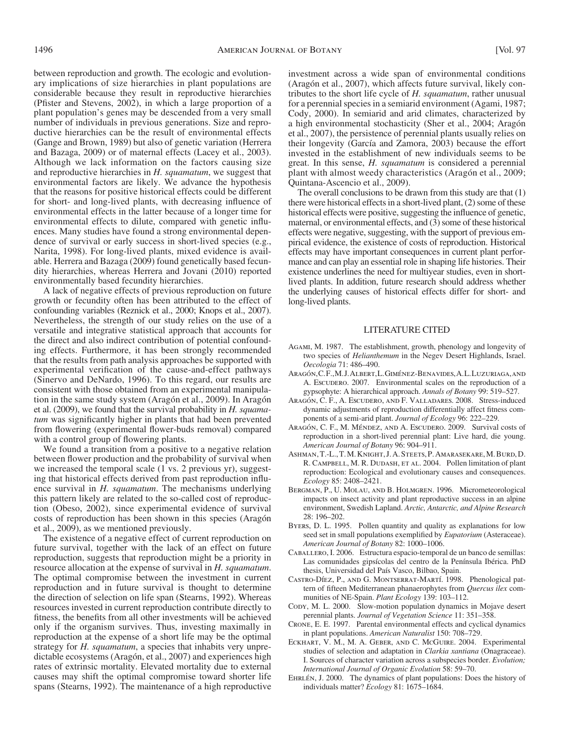between reproduction and growth. The ecologic and evolutionary implications of size hierarchies in plant populations are considerable because they result in reproductive hierarchies (Pfister and Stevens, 2002), in which a large proportion of a plant population's genes may be descended from a very small number of individuals in previous generations. Size and reproductive hierarchies can be the result of environmental effects (Gange and Brown, 1989) but also of genetic variation (Herrera and Bazaga, 2009) or of maternal effects (Lacey et al., 2003). Although we lack information on the factors causing size and reproductive hierarchies in *H. squamatum*, we suggest that environmental factors are likely. We advance the hypothesis that the reasons for positive historical effects could be different for short- and long-lived plants, with decreasing influence of environmental effects in the latter because of a longer time for environmental effects to dilute, compared with genetic influences. Many studies have found a strong environmental dependence of survival or early success in short-lived species (e.g., Narita, 1998). For long-lived plants, mixed evidence is available. Herrera and Bazaga (2009) found genetically based fecundity hierarchies, whereas Herrera and Jovani (2010) reported environmentally based fecundity hierarchies.

A lack of negative effects of previous reproduction on future growth or fecundity often has been attributed to the effect of confounding variables (Reznick et al., 2000; Knops et al., 2007). Nevertheless, the strength of our study relies on the use of a versatile and integrative statistical approach that accounts for the direct and also indirect contribution of potential confounding effects. Furthermore, it has been strongly recommended that the results from path analysis approaches be supported with experimental verification of the cause-and-effect pathways (Sinervo and DeNardo, 1996). To this regard, our results are consistent with those obtained from an experimental manipulation in the same study system (Aragón et al., 2009). In Aragón et al. (2009), we found that the survival probability in *H. squamatum* was significantly higher in plants that had been prevented from flowering (experimental flower-buds removal) compared with a control group of flowering plants.

We found a transition from a positive to a negative relation between flower production and the probability of survival when we increased the temporal scale (1 vs. 2 previous yr), suggesting that historical effects derived from past reproduction influence survival in *H. squamatum*. The mechanisms underlying this pattern likely are related to the so-called cost of reproduction (Obeso, 2002), since experimental evidence of survival costs of reproduction has been shown in this species (Aragón et al., 2009), as we mentioned previously.

The existence of a negative effect of current reproduction on future survival, together with the lack of an effect on future reproduction, suggests that reproduction might be a priority in resource allocation at the expense of survival in *H. squamatum*. The optimal compromise between the investment in current reproduction and in future survival is thought to determine the direction of selection on life span (Stearns, 1992). Whereas resources invested in current reproduction contribute directly to fitness, the benefits from all other investments will be achieved only if the organism survives. Thus, investing maximally in reproduction at the expense of a short life may be the optimal strategy for *H. squamatum*, a species that inhabits very unpredictable ecosystems (Aragón, et al., 2007) and experiences high rates of extrinsic mortality. Elevated mortality due to external causes may shift the optimal compromise toward shorter life spans (Stearns, 1992). The maintenance of a high reproductive investment across a wide span of environmental conditions (Aragón et al., 2007), which affects future survival, likely contributes to the short life cycle of *H. squamatum*, rather unusual for a perennial species in a semiarid environment (Agami, 1987; Cody, 2000). In semiarid and arid climates, characterized by a high environmental stochasticity (Sher et al., 2004; Aragón et al., 2007), the persistence of perennial plants usually relies on their longevity (García and Zamora, 2003) because the effort invested in the establishment of new individuals seems to be great. In this sense, *H. squamatum* is considered a perennial plant with almost weedy characteristics (Aragón et al., 2009; Quintana-Ascencio et al., 2009).

The overall conclusions to be drawn from this study are that (1) there were historical effects in a short-lived plant, (2) some of these historical effects were positive, suggesting the influence of genetic, maternal, or environmental effects, and (3) some of these historical effects were negative, suggesting, with the support of previous empirical evidence, the existence of costs of reproduction. Historical effects may have important consequences in current plant performance and can play an essential role in shaping life histories. Their existence underlines the need for multiyear studies, even in short-lived plants. In addition, future research should address whether the underlying causes of historical effects differ for short- and long-lived plants.

## LITERATURE CITED

Agami, M. 1987. The establishment, growth, phenology and longevity of two species of *Helianthemum* in the Negev Desert Highlands, Israel. *Oecologia* 71: 486–490.

Aragón, C. F., M. J. Albert, L. Giménez-Benavides, A. L. Luzuriaga, and A. Escudero. 2007. Environmental scales on the reproduction of a gypsophyte: A hierarchical approach. *Annals of Botany* 99: 519–527.

Aragón, C. F., A. Escudero, and F. Valladares. 2008. Stress-induced dynamic adjustments of reproduction differentially affect fitness components of a semi-arid plant. *Journal of Ecology* 96: 222–229.

Aragón, C. F., M. Méndez, and A. Escudero. 2009. Survival costs of reproduction in a short-lived perennial plant: Live hard, die young. *American Journal of Botany* 96: 904–911.

Ashman, T.-L., T. M. Knight, J. A. Steets, P. Amarasekare, M. Burd, D. R. Campbell, M. R. Dudash, et al. 2004. Pollen limitation of plant reproduction: Ecological and evolutionary causes and consequences. *Ecology* 85: 2408–2421.

Bergman, P., U. Molau, and B. Holmgren. 1996. Micrometeorological impacts on insect activity and plant reproductive success in an alpine environment, Swedish Lapland. *Arctic, Antarctic, and Alpine Research* 28: 196–202.

Byers, D. L. 1995. Pollen quantity and quality as explanations for low seed set in small populations exemplified by *Eupatorium* (Asteraceae). *American Journal of Botany* 82: 1000–1006.

Caballero, I. 2006. Estructura espacio-temporal de un banco de semillas: Las comunidades gipsícolas del centro de la Península Ibérica. PhD thesis, Universidad del País Vasco, Bilbao, Spain.

Castro-Díez, P., and G. Montserrat-Martí. 1998. Phenological pattern of fifteen Mediterranean phanaerophytes from *Quercus ilex* communities of NE-Spain. *Plant Ecology* 139: 103–112.

Cody, M. L. 2000. Slow-motion population dynamics in Mojave desert perennial plants. *Journal of Vegetation Science* 11: 351–358.

Crone, E. E. 1997. Parental environmental effects and cyclical dynamics in plant populations. *American Naturalist* 150: 708–729.

Eckhart, V. M., M. A. Geber, and C. McGuire. 2004. Experimental studies of selection and adaptation in *Clarkia xantiana* (Onagraceae). I. Sources of character variation across a subspecies border. *Evolution; International Journal of Organic Evolution* 58: 59–70.

Ehrlén, J. 2000. The dynamics of plant populations: Does the history of individuals matter? *Ecology* 81: 1675–1684.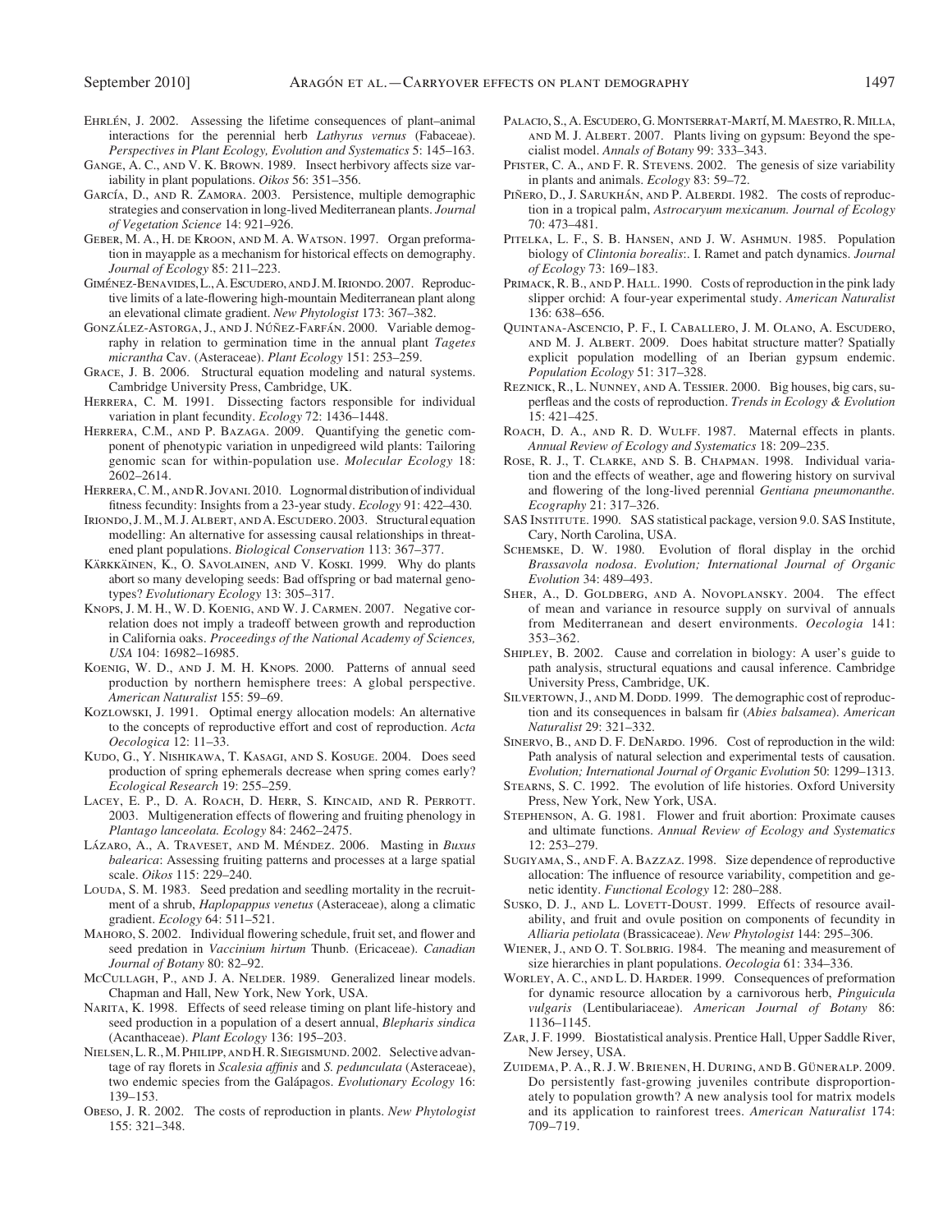Ehrlén, J. 2002. Assessing the lifetime consequences of plant–animal interactions for the perennial herb *Lathyrus vernus* (Fabaceae). *Perspectives in Plant Ecology, Evolution and Systematics* 5: 145–163.

Gange, A. C., and V. K. Brown. 1989. Insect herbivory affects size variability in plant populations. *Oikos* 56: 351–356.

García, D., and R. Zamora. 2003. Persistence, multiple demographic strategies and conservation in long-lived Mediterranean plants. *Journal of Vegetation Science* 14: 921–926.

Geber, M. A., H. de Kroon, and M. A. Watson. 1997. Organ preformation in mayapple as a mechanism for historical effects on demography. *Journal of Ecology* 85: 211–223.

Giménez-Benavides, L., A. Escudero, and J. M. Iriondo. 2007. Reproductive limits of a late-flowering high-mountain Mediterranean plant along an elevational climate gradient. *New Phytologist* 173: 367–382.

González-Astorga, J., and J. Núñez-Farfán. 2000. Variable demography in relation to germination time in the annual plant *Tagetes micrantha* Cav. (Asteraceae). *Plant Ecology* 151: 253–259.

Grace, J. B. 2006. Structural equation modeling and natural systems. Cambridge University Press, Cambridge, UK.

Herrera, C. M. 1991. Dissecting factors responsible for individual variation in plant fecundity. *Ecology* 72: 1436–1448.

Herrera, C.M., and P. Bazaga. 2009. Quantifying the genetic component of phenotypic variation in unpedigreed wild plants: Tailoring genomic scan for within-population use. *Molecular Ecology* 18: 2602–2614.

Herrera, C. M., and R. Jovani. 2010. Lognormal distribution of individual fitness fecundity: Insights from a 23-year study. *Ecology* 91: 422–430.

Iriondo, J. M., M. J. Albert, and A. Escudero. 2003. Structural equation modelling: An alternative for assessing causal relationships in threatened plant populations. *Biological Conservation* 113: 367–377.

Kärkkäinen, K., O. Savolainen, and V. Koski. 1999. Why do plants abort so many developing seeds: Bad offspring or bad maternal genotypes? *Evolutionary Ecology* 13: 305–317.

Knops, J. M. H., W. D. Koenig, and W. J. Carmen. 2007. Negative correlation does not imply a tradeoff between growth and reproduction in California oaks. *Proceedings of the National Academy of Sciences, USA* 104: 16982–16985.

Koenig, W. D., and J. M. H. Knops. 2000. Patterns of annual seed production by northern hemisphere trees: A global perspective. *American Naturalist* 155: 59–69.

Kozlowski, J. 1991. Optimal energy allocation models: An alternative to the concepts of reproductive effort and cost of reproduction. *Acta Oecologica* 12: 11–33.

Kudo, G., Y. Nishikawa, T. Kasagi, and S. Kosuge. 2004. Does seed production of spring ephemerals decrease when spring comes early? *Ecological Research* 19: 255–259.

Lacey, E. P., D. A. Roach, D. Herr, S. Kincaid, and R. Perrott. 2003. Multigeneration effects of flowering and fruiting phenology in *Plantago lanceolata. Ecology* 84: 2462–2475.

Lázaro, A., A. Traveset, and M. Méndez. 2006. Masting in *Buxus balearica*: Assessing fruiting patterns and processes at a large spatial scale. *Oikos* 115: 229–240.

Louda, S. M. 1983. Seed predation and seedling mortality in the recruitment of a shrub, *Haplopappus venetus* (Asteraceae), along a climatic gradient. *Ecology* 64: 511–521.

Mahoro, S. 2002. Individual flowering schedule, fruit set, and flower and seed predation in *Vaccinium hirtum* Thunb. (Ericaceae). *Canadian Journal of Botany* 80: 82–92.

McCullagh, P., and J. A. Nelder. 1989. Generalized linear models. Chapman and Hall, New York, New York, USA.

Narita, K. 1998. Effects of seed release timing on plant life-history and seed production in a population of a desert annual, *Blepharis sindica* (Acanthaceae). *Plant Ecology* 136: 195–203.

Nielsen, L. R., M. Philipp, and H. R. Siegismund. 2002. Selective advantage of ray florets in *Scalesia affinis* and *S. pedunculata* (Asteraceae), two endemic species from the Galápagos. *Evolutionary Ecology* 16: 139–153.

Obeso, J. R. 2002. The costs of reproduction in plants. *New Phytologist* 155: 321–348.

Palacio, S., A. Escudero, G. Montserrat-Martí, M. Maestro, R. Milla, and M. J. Albert. 2007. Plants living on gypsum: Beyond the specialist model. *Annals of Botany* 99: 333–343.

Pfister, C. A., and F. R. Stevens. 2002. The genesis of size variability in plants and animals. *Ecology* 83: 59–72.

Piñero, D., J. Sarukhán, and P. Alberdi. 1982. The costs of reproduction in a tropical palm, *Astrocaryum mexicanum. Journal of Ecology* 70: 473–481.

Pitelka, L. F., S. B. Hansen, and J. W. Ashmun. 1985. Population biology of *Clintonia borealis*:. I. Ramet and patch dynamics. *Journal of Ecology* 73: 169–183.

Primack, R. B., and P. Hall. 1990. Costs of reproduction in the pink lady slipper orchid: A four-year experimental study. *American Naturalist* 136: 638–656.

Quintana-Ascencio, P. F., I. Caballero, J. M. Olano, A. Escudero, and M. J. Albert. 2009. Does habitat structure matter? Spatially explicit population modelling of an Iberian gypsum endemic. *Population Ecology* 51: 317–328.

Reznick, R., L. Nunney, and A. Tessier. 2000. Big houses, big cars, superfleas and the costs of reproduction. *Trends in Ecology & Evolution* 15: 421–425.

Roach, D. A., and R. D. Wulff. 1987. Maternal effects in plants. *Annual Review of Ecology and Systematics* 18: 209–235.

Rose, R. J., T. Clarke, and S. B. Chapman. 1998. Individual variation and the effects of weather, age and flowering history on survival and flowering of the long-lived perennial *Gentiana pneumonanthe. Ecography* 21: 317–326.

SAS Institute. 1990. SAS statistical package, version 9.0. SAS Institute, Cary, North Carolina, USA.

Schemske, D. W. 1980. Evolution of floral display in the orchid *Brassavola nodosa*. *Evolution; International Journal of Organic Evolution* 34: 489–493.

Sher, A., D. Goldberg, and A. Novoplansky. 2004. The effect of mean and variance in resource supply on survival of annuals from Mediterranean and desert environments. *Oecologia* 141: 353–362.

Shipley, B. 2002. Cause and correlation in biology: A user's guide to path analysis, structural equations and causal inference. Cambridge University Press, Cambridge, UK.

Silvertown, J., and M. Dodd. 1999. The demographic cost of reproduction and its consequences in balsam fir (*Abies balsamea*). *American Naturalist* 29: 321–332.

Sinervo, B., and D. F. DeNardo. 1996. Cost of reproduction in the wild: Path analysis of natural selection and experimental tests of causation. *Evolution; International Journal of Organic Evolution* 50: 1299–1313.

Stearns, S. C. 1992. The evolution of life histories. Oxford University Press, New York, New York, USA.

Stephenson, A. G. 1981. Flower and fruit abortion: Proximate causes and ultimate functions. *Annual Review of Ecology and Systematics* 12: 253–279.

Sugiyama, S., and F. A. Bazzaz. 1998. Size dependence of reproductive allocation: The influence of resource variability, competition and genetic identity. *Functional Ecology* 12: 280–288.

Susko, D. J., and L. Lovett-Doust. 1999. Effects of resource availability, and fruit and ovule position on components of fecundity in *Alliaria petiolata* (Brassicaceae). *New Phytologist* 144: 295–306.

Wiener, J., and O. T. Solbrig. 1984. The meaning and measurement of size hierarchies in plant populations. *Oecologia* 61: 334–336.

Worley, A. C., and L. D. Harder. 1999. Consequences of preformation for dynamic resource allocation by a carnivorous herb, *Pinguicula vulgaris* (Lentibulariaceae). *American Journal of Botany* 86: 1136–1145.

Zar, J. F. 1999. Biostatistical analysis. Prentice Hall, Upper Saddle River, New Jersey, USA.

Zuidema, P. A., R. J. W. Brienen, H. During, and B. Güneralp. 2009. Do persistently fast-growing juveniles contribute disproportionately to population growth? A new analysis tool for matrix models and its application to rainforest trees. *American Naturalist* 174: 709–719.